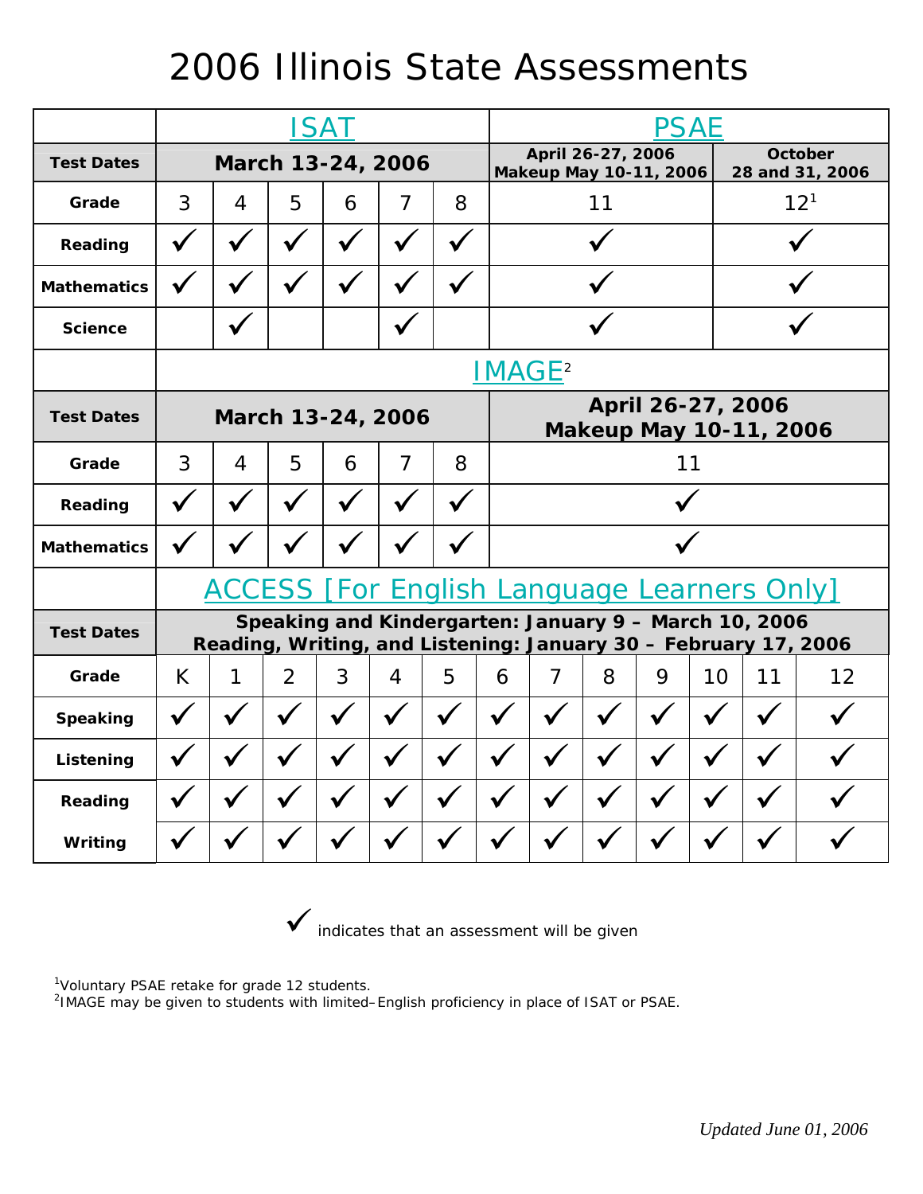# 2006 Illinois State Assessments

| | ISAT | | | | | | PSAE | |
|---|---|---|---|---|---|---|---|---|
| **Test Dates** | **March 13-24, 2006** | | | | | | **April 26-27, 2006 Makeup May 10-11, 2006** | **October 28 and 31, 2006** |
| **Grade** | 3 | 4 | 5 | 6 | 7 | 8 | 11 | 12[1] |
| **Reading** | ✓ | ✓ | ✓ | ✓ | ✓ | ✓ | ✓ | ✓ |
| **Mathematics** | ✓ | ✓ | ✓ | ✓ | ✓ | ✓ | ✓ | ✓ |
| **Science** | | ✓ | | | ✓ | | ✓ | ✓ |

| | IMAGE[2] | | | | | | |
|---|---|---|---|---|---|---|---|
| **Test Dates** | **March 13-24, 2006** | | | | | | **April 26-27, 2006 Makeup May 10-11, 2006** |
| **Grade** | 3 | 4 | 5 | 6 | 7 | 8 | 11 |
| **Reading** | ✓ | ✓ | ✓ | ✓ | ✓ | ✓ | ✓ |
| **Mathematics** | ✓ | ✓ | ✓ | ✓ | ✓ | ✓ | ✓ |

| | ACCESS [For English Language Learners Only] | | | | | | | | | | | | |
|---|---|---|---|---|---|---|---|---|---|---|---|---|---|
| **Test Dates** | **Speaking and Kindergarten: January 9 – March 10, 2006 Reading, Writing, and Listening: January 30 – February 17, 2006** | | | | | | | | | | | | |
| **Grade** | K | 1 | 2 | 3 | 4 | 5 | 6 | 7 | 8 | 9 | 10 | 11 | 12 |
| **Speaking** | ✓ | ✓ | ✓ | ✓ | ✓ | ✓ | ✓ | ✓ | ✓ | ✓ | ✓ | ✓ | ✓ |
| **Listening** | ✓ | ✓ | ✓ | ✓ | ✓ | ✓ | ✓ | ✓ | ✓ | ✓ | ✓ | ✓ | ✓ |
| **Reading** | ✓ | ✓ | ✓ | ✓ | ✓ | ✓ | ✓ | ✓ | ✓ | ✓ | ✓ | ✓ | ✓ |
| **Writing** | ✓ | ✓ | ✓ | ✓ | ✓ | ✓ | ✓ | ✓ | ✓ | ✓ | ✓ | ✓ | ✓ |

✓ indicates that an assessment will be given

[1]Voluntary PSAE retake for grade 12 students.
[2]IMAGE may be given to students with limited–English proficiency in place of ISAT or PSAE.

*Updated June 01, 2006*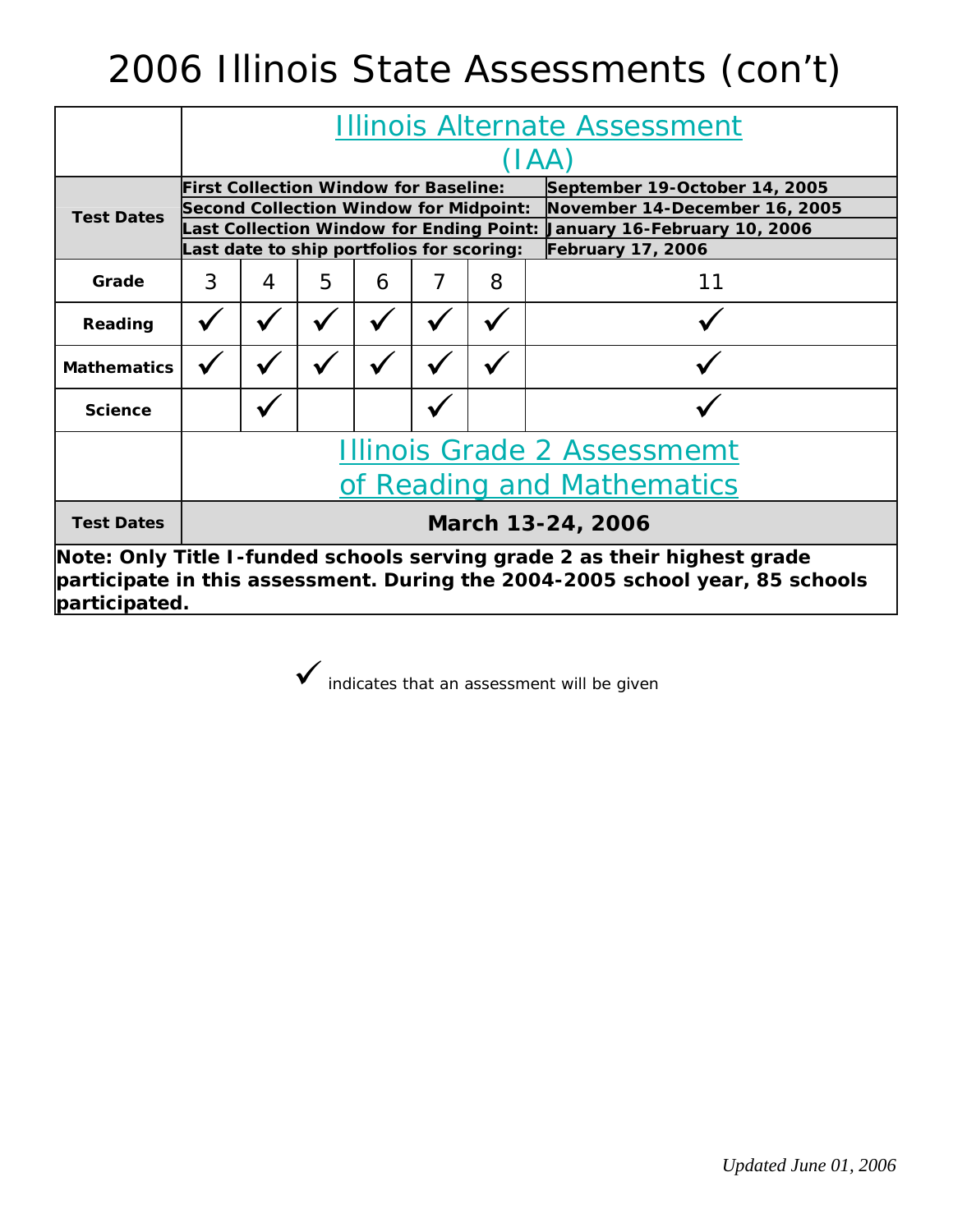# 2006 Illinois State Assessments (con't)

| | Illinois Alternate Assessment (IAA) | | | | | | |
|---|---|---|---|---|---|---|---|
| **Test Dates** | **First Collection Window for Baseline:** September 19-October 14, 2005<br>**Second Collection Window for Midpoint:** November 14-December 16, 2005<br>**Last Collection Window for Ending Point:** January 16-February 10, 2006<br>**Last date to ship portfolios for scoring:** February 17, 2006 | | | | | | |
| **Grade** | 3 | 4 | 5 | 6 | 7 | 8 | 11 |
| **Reading** | ✓ | ✓ | ✓ | ✓ | ✓ | ✓ | ✓ |
| **Mathematics** | ✓ | ✓ | ✓ | ✓ | ✓ | ✓ | ✓ |
| **Science** | | ✓ | | | ✓ | | ✓ |
| | Illinois Grade 2 Assessmemt of Reading and Mathematics | | | | | | |
| **Test Dates** | **March 13-24, 2006** | | | | | | |

**Note: Only Title I-funded schools serving grade 2 as their highest grade participate in this assessment. During the 2004-2005 school year, 85 schools participated.**

✓ indicates that an assessment will be given

*Updated June 01, 2006*